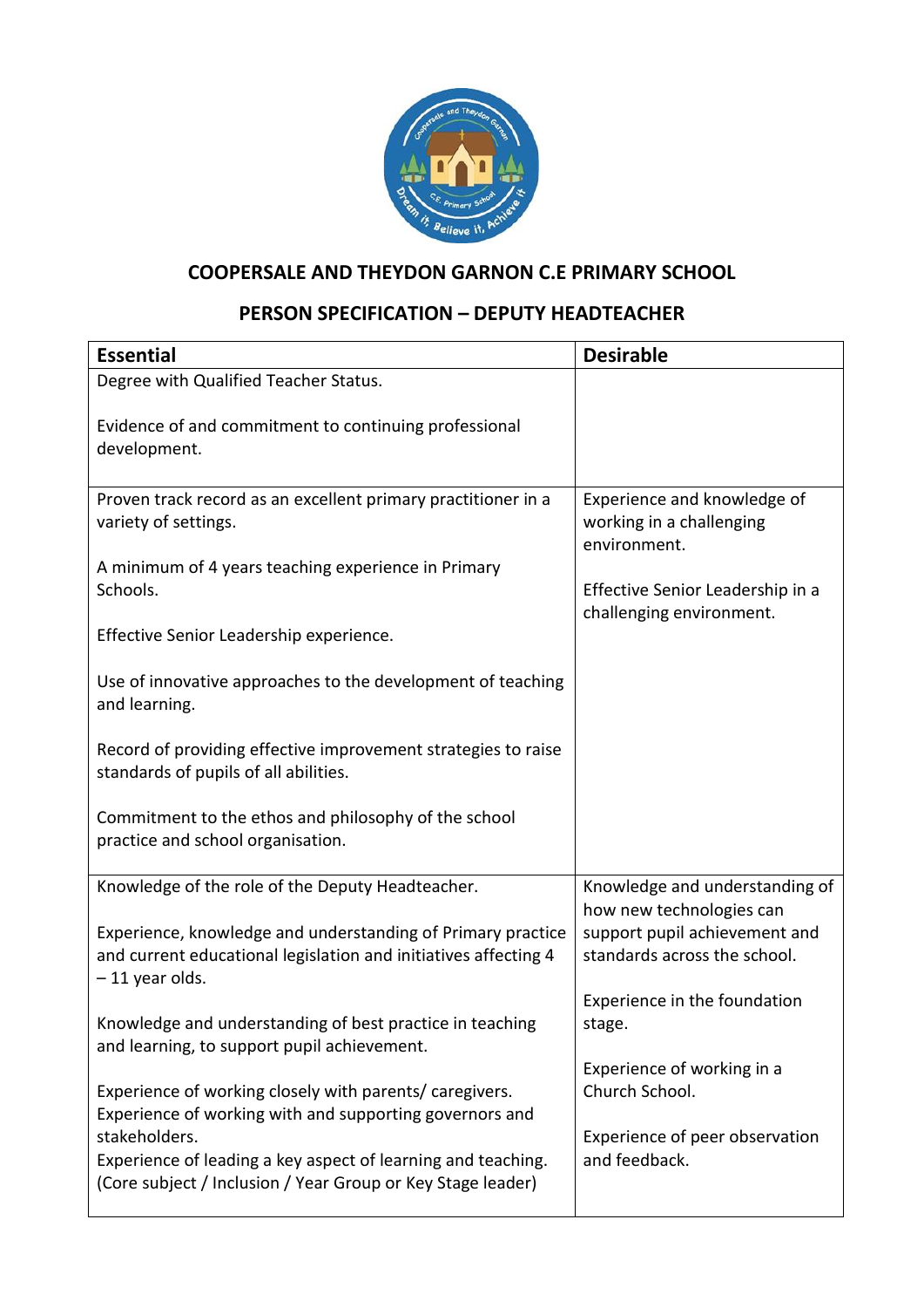## COOPERSALE AND THEYDON GARNON C.E PRIMARY SCHOOL

## PERSON SPECIFICATION – DEPUTY HEADTEACHER

| Essential | Desirable |
|---|---|
| Degree with Qualified Teacher Status.<br><br>Evidence of and commitment to continuing professional development. | |
| Proven track record as an excellent primary practitioner in a variety of settings.<br><br>A minimum of 4 years teaching experience in Primary Schools.<br><br>Effective Senior Leadership experience.<br><br>Use of innovative approaches to the development of teaching and learning.<br><br>Record of providing effective improvement strategies to raise standards of pupils of all abilities.<br><br>Commitment to the ethos and philosophy of the school practice and school organisation. | Experience and knowledge of working in a challenging environment.<br><br>Effective Senior Leadership in a challenging environment. |
| Knowledge of the role of the Deputy Headteacher.<br><br>Experience, knowledge and understanding of Primary practice and current educational legislation and initiatives affecting 4 – 11 year olds.<br><br>Knowledge and understanding of best practice in teaching and learning, to support pupil achievement.<br><br>Experience of working closely with parents/ caregivers.<br>Experience of working with and supporting governors and stakeholders.<br>Experience of leading a key aspect of learning and teaching. (Core subject / Inclusion / Year Group or Key Stage leader) | Knowledge and understanding of how new technologies can support pupil achievement and standards across the school.<br><br>Experience in the foundation stage.<br><br>Experience of working in a Church School.<br><br>Experience of peer observation and feedback. |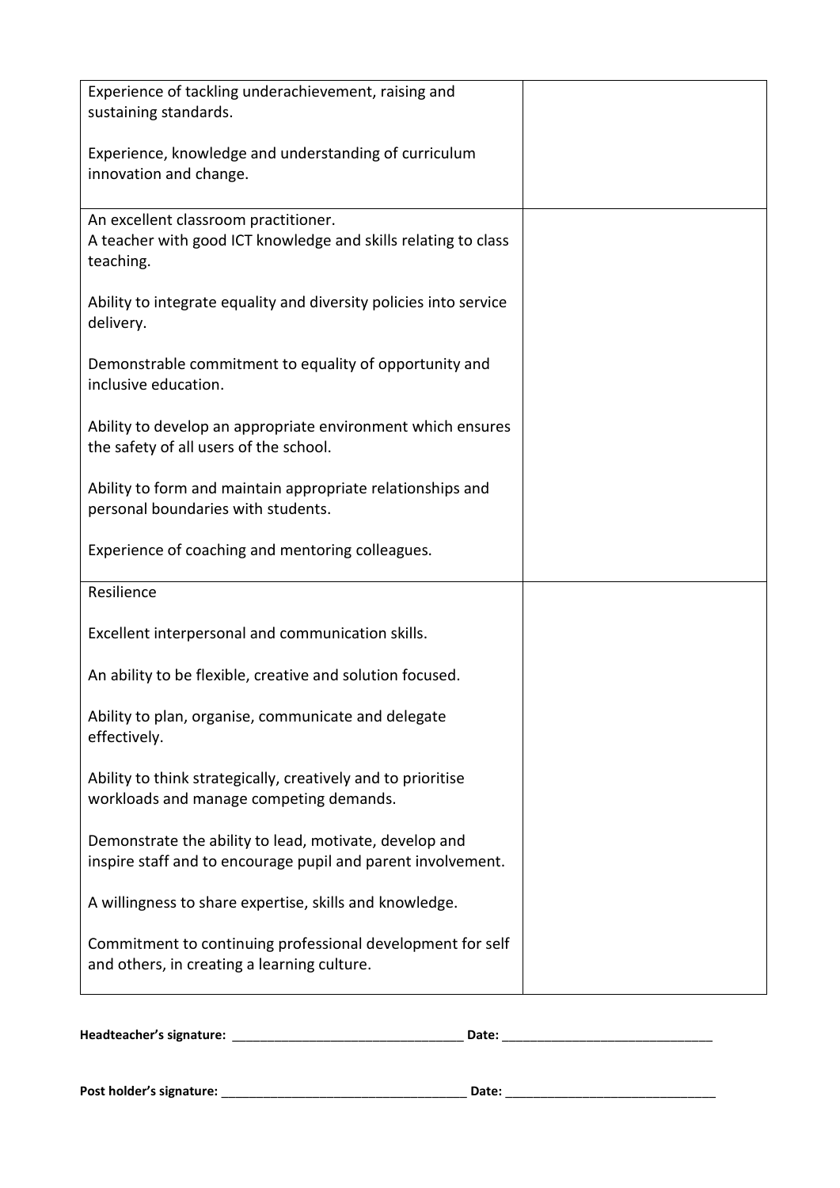| | |
|---|---|
| Experience of tackling underachievement, raising and sustaining standards.<br><br>Experience, knowledge and understanding of curriculum innovation and change. | |
| An excellent classroom practitioner.<br>A teacher with good ICT knowledge and skills relating to class teaching.<br><br>Ability to integrate equality and diversity policies into service delivery.<br><br>Demonstrable commitment to equality of opportunity and inclusive education.<br><br>Ability to develop an appropriate environment which ensures the safety of all users of the school.<br><br>Ability to form and maintain appropriate relationships and personal boundaries with students.<br><br>Experience of coaching and mentoring colleagues. | |
| Resilience<br><br>Excellent interpersonal and communication skills.<br><br>An ability to be flexible, creative and solution focused.<br><br>Ability to plan, organise, communicate and delegate effectively.<br><br>Ability to think strategically, creatively and to prioritise workloads and manage competing demands.<br><br>Demonstrate the ability to lead, motivate, develop and inspire staff and to encourage pupil and parent involvement.<br><br>A willingness to share expertise, skills and knowledge.<br><br>Commitment to continuing professional development for self and others, in creating a learning culture. | |

**Headteacher's signature:** ________________________________ **Date:** _____________________________

**Post holder's signature:** __________________________________ **Date:** _____________________________